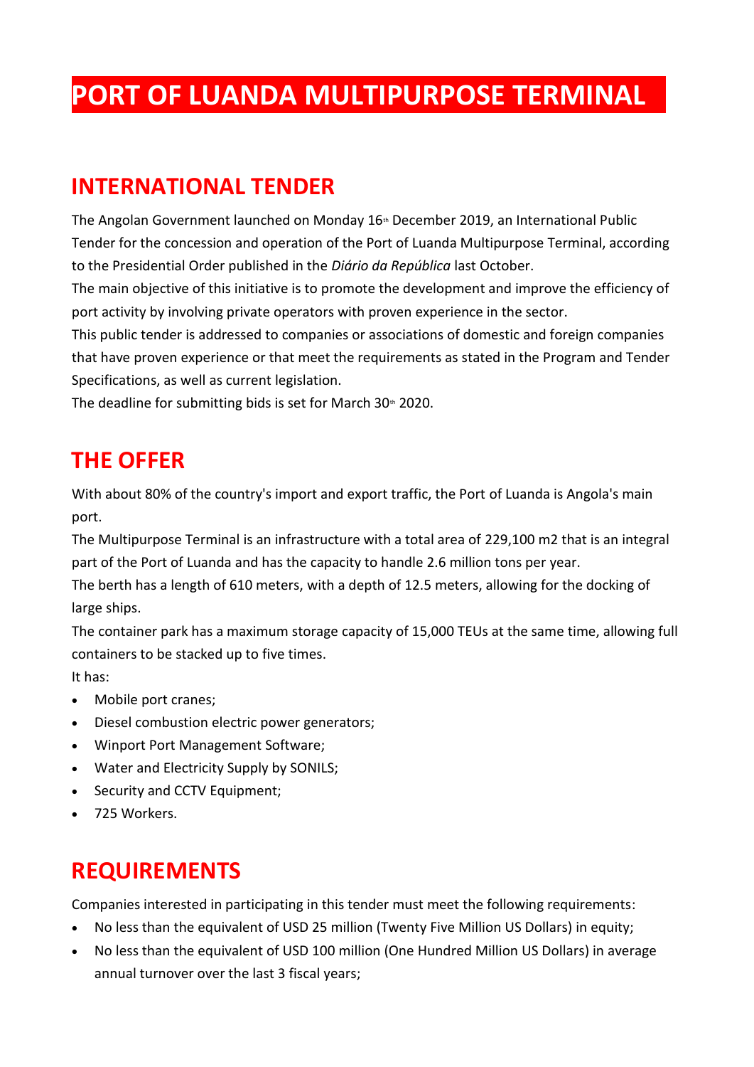# PORT OF LUANDA MULTIPURPOSE TERMINAL

## INTERNATIONAL TENDER

The Angolan Government launched on Monday 16th December 2019, an International Public Tender for the concession and operation of the Port of Luanda Multipurpose Terminal, according to the Presidential Order published in the *Diário da República* last October.

The main objective of this initiative is to promote the development and improve the efficiency of port activity by involving private operators with proven experience in the sector.

This public tender is addressed to companies or associations of domestic and foreign companies that have proven experience or that meet the requirements as stated in the Program and Tender Specifications, as well as current legislation.

The deadline for submitting bids is set for March 30th 2020.

## THE OFFER

With about 80% of the country's import and export traffic, the Port of Luanda is Angola's main port.

The Multipurpose Terminal is an infrastructure with a total area of 229,100 m2 that is an integral part of the Port of Luanda and has the capacity to handle 2.6 million tons per year.

The berth has a length of 610 meters, with a depth of 12.5 meters, allowing for the docking of large ships.

The container park has a maximum storage capacity of 15,000 TEUs at the same time, allowing full containers to be stacked up to five times.

It has:

- Mobile port cranes;
- Diesel combustion electric power generators;
- Winport Port Management Software;
- Water and Electricity Supply by SONILS;
- Security and CCTV Equipment;
- 725 Workers.

## REQUIREMENTS

Companies interested in participating in this tender must meet the following requirements:

- No less than the equivalent of USD 25 million (Twenty Five Million US Dollars) in equity;
- No less than the equivalent of USD 100 million (One Hundred Million US Dollars) in average annual turnover over the last 3 fiscal years;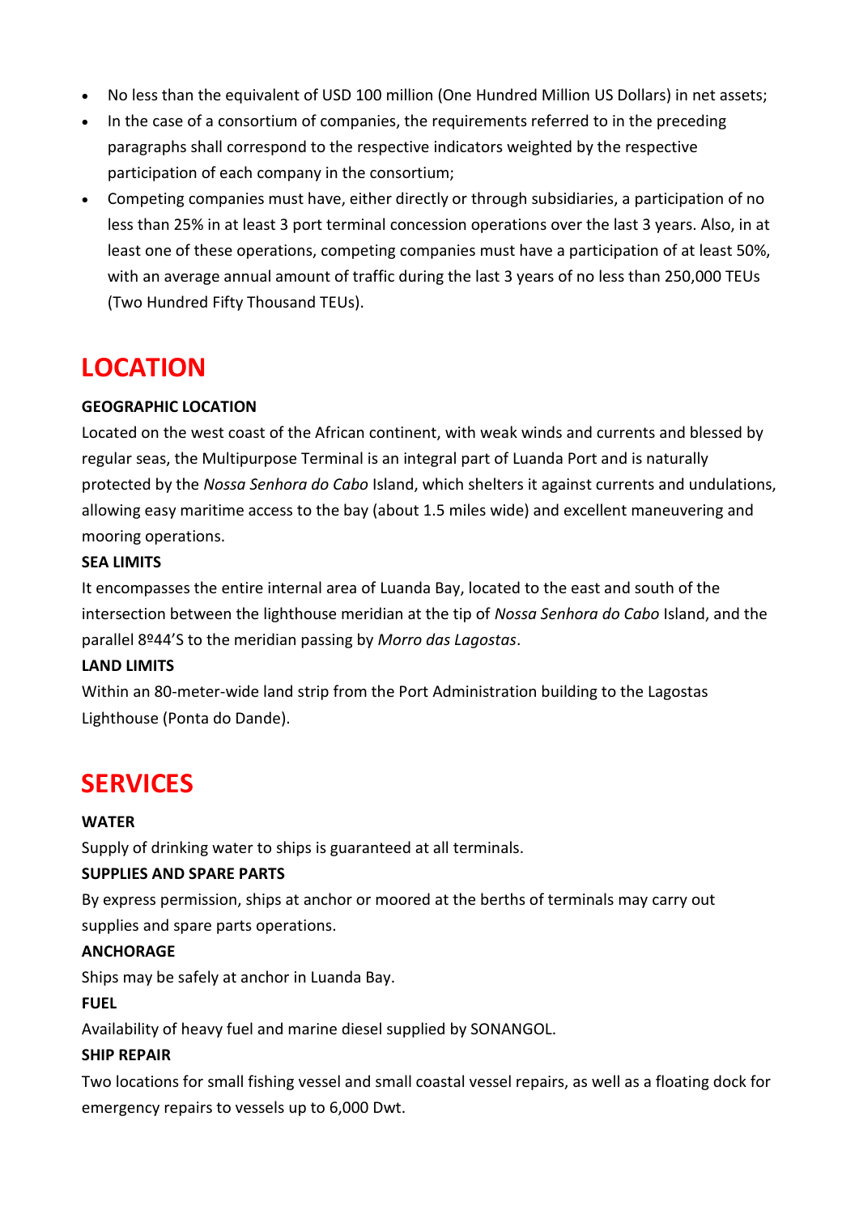- No less than the equivalent of USD 100 million (One Hundred Million US Dollars) in net assets;
- In the case of a consortium of companies, the requirements referred to in the preceding paragraphs shall correspond to the respective indicators weighted by the respective participation of each company in the consortium;
- Competing companies must have, either directly or through subsidiaries, a participation of no less than 25% in at least 3 port terminal concession operations over the last 3 years. Also, in at least one of these operations, competing companies must have a participation of at least 50%, with an average annual amount of traffic during the last 3 years of no less than 250,000 TEUs (Two Hundred Fifty Thousand TEUs).

# LOCATION

**GEOGRAPHIC LOCATION**

Located on the west coast of the African continent, with weak winds and currents and blessed by regular seas, the Multipurpose Terminal is an integral part of Luanda Port and is naturally protected by the *Nossa Senhora do Cabo* Island, which shelters it against currents and undulations, allowing easy maritime access to the bay (about 1.5 miles wide) and excellent maneuvering and mooring operations.

**SEA LIMITS**

It encompasses the entire internal area of Luanda Bay, located to the east and south of the intersection between the lighthouse meridian at the tip of *Nossa Senhora do Cabo* Island, and the parallel 8º44'S to the meridian passing by *Morro das Lagostas*.

**LAND LIMITS**

Within an 80-meter-wide land strip from the Port Administration building to the Lagostas Lighthouse (Ponta do Dande).

# SERVICES

**WATER**

Supply of drinking water to ships is guaranteed at all terminals.

**SUPPLIES AND SPARE PARTS**

By express permission, ships at anchor or moored at the berths of terminals may carry out supplies and spare parts operations.

**ANCHORAGE**

Ships may be safely at anchor in Luanda Bay.

**FUEL**

Availability of heavy fuel and marine diesel supplied by SONANGOL.

**SHIP REPAIR**

Two locations for small fishing vessel and small coastal vessel repairs, as well as a floating dock for emergency repairs to vessels up to 6,000 Dwt.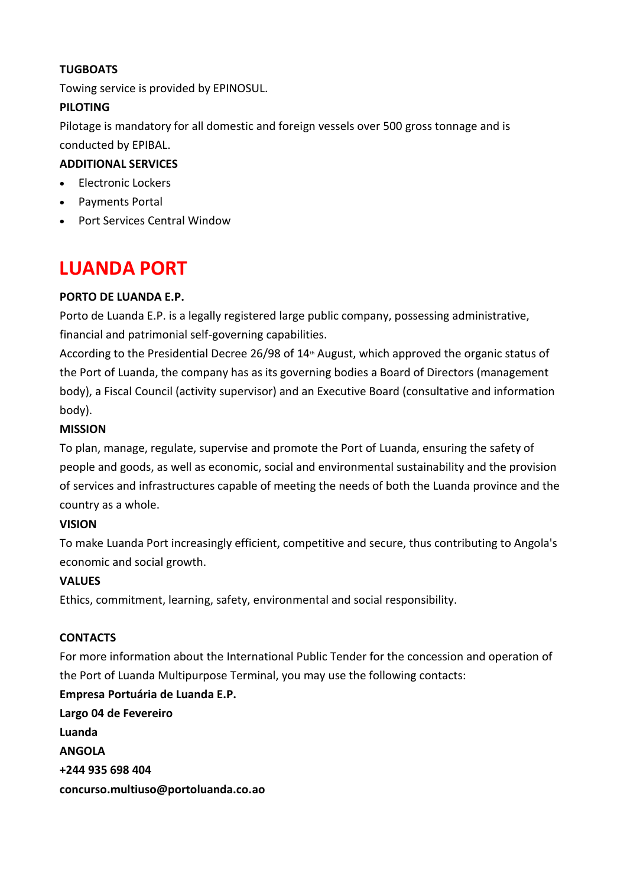**TUGBOATS**

Towing service is provided by EPINOSUL.

**PILOTING**

Pilotage is mandatory for all domestic and foreign vessels over 500 gross tonnage and is conducted by EPIBAL.

**ADDITIONAL SERVICES**

- Electronic Lockers
- Payments Portal
- Port Services Central Window

# LUANDA PORT

**PORTO DE LUANDA E.P.**

Porto de Luanda E.P. is a legally registered large public company, possessing administrative, financial and patrimonial self-governing capabilities.

According to the Presidential Decree 26/98 of 14th August, which approved the organic status of the Port of Luanda, the company has as its governing bodies a Board of Directors (management body), a Fiscal Council (activity supervisor) and an Executive Board (consultative and information body).

**MISSION**

To plan, manage, regulate, supervise and promote the Port of Luanda, ensuring the safety of people and goods, as well as economic, social and environmental sustainability and the provision of services and infrastructures capable of meeting the needs of both the Luanda province and the country as a whole.

**VISION**

To make Luanda Port increasingly efficient, competitive and secure, thus contributing to Angola's economic and social growth.

**VALUES**

Ethics, commitment, learning, safety, environmental and social responsibility.

**CONTACTS**

For more information about the International Public Tender for the concession and operation of the Port of Luanda Multipurpose Terminal, you may use the following contacts:

**Empresa Portuária de Luanda E.P.**
**Largo 04 de Fevereiro**
**Luanda**
**ANGOLA**
**+244 935 698 404**
**concurso.multiuso@portoluanda.co.ao**